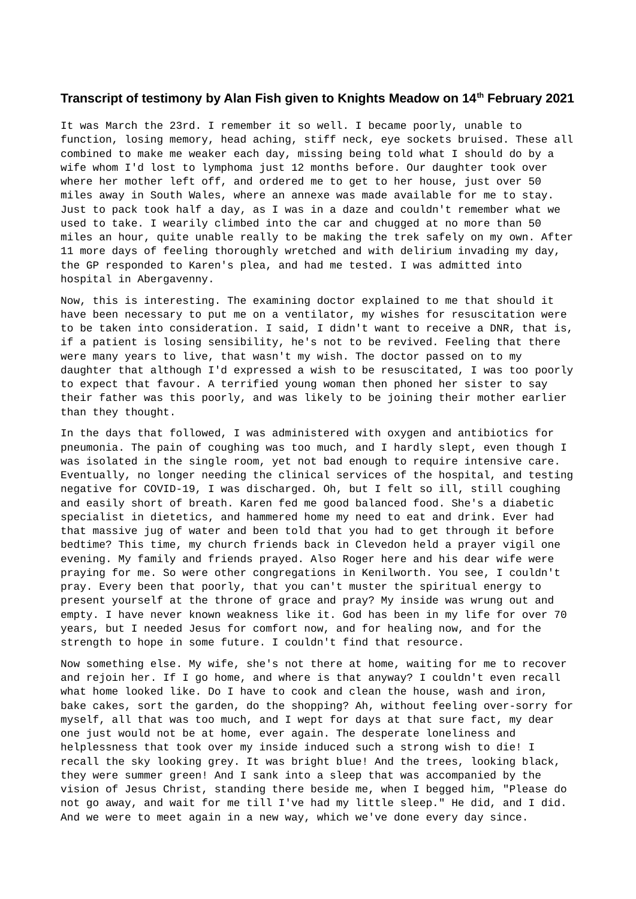**Transcript of testimony by Alan Fish given to Knights Meadow on 14th February 2021**

It was March the 23rd. I remember it so well. I became poorly, unable to function, losing memory, head aching, stiff neck, eye sockets bruised. These all combined to make me weaker each day, missing being told what I should do by a wife whom I'd lost to lymphoma just 12 months before. Our daughter took over where her mother left off, and ordered me to get to her house, just over 50 miles away in South Wales, where an annexe was made available for me to stay. Just to pack took half a day, as I was in a daze and couldn't remember what we used to take. I wearily climbed into the car and chugged at no more than 50 miles an hour, quite unable really to be making the trek safely on my own. After 11 more days of feeling thoroughly wretched and with delirium invading my day, the GP responded to Karen's plea, and had me tested. I was admitted into hospital in Abergavenny.

Now, this is interesting. The examining doctor explained to me that should it have been necessary to put me on a ventilator, my wishes for resuscitation were to be taken into consideration. I said, I didn't want to receive a DNR, that is, if a patient is losing sensibility, he's not to be revived. Feeling that there were many years to live, that wasn't my wish. The doctor passed on to my daughter that although I'd expressed a wish to be resuscitated, I was too poorly to expect that favour. A terrified young woman then phoned her sister to say their father was this poorly, and was likely to be joining their mother earlier than they thought.

In the days that followed, I was administered with oxygen and antibiotics for pneumonia. The pain of coughing was too much, and I hardly slept, even though I was isolated in the single room, yet not bad enough to require intensive care. Eventually, no longer needing the clinical services of the hospital, and testing negative for COVID-19, I was discharged. Oh, but I felt so ill, still coughing and easily short of breath. Karen fed me good balanced food. She's a diabetic specialist in dietetics, and hammered home my need to eat and drink. Ever had that massive jug of water and been told that you had to get through it before bedtime? This time, my church friends back in Clevedon held a prayer vigil one evening. My family and friends prayed. Also Roger here and his dear wife were praying for me. So were other congregations in Kenilworth. You see, I couldn't pray. Every been that poorly, that you can't muster the spiritual energy to present yourself at the throne of grace and pray? My inside was wrung out and empty. I have never known weakness like it. God has been in my life for over 70 years, but I needed Jesus for comfort now, and for healing now, and for the strength to hope in some future. I couldn't find that resource.

Now something else. My wife, she's not there at home, waiting for me to recover and rejoin her. If I go home, and where is that anyway? I couldn't even recall what home looked like. Do I have to cook and clean the house, wash and iron, bake cakes, sort the garden, do the shopping? Ah, without feeling over-sorry for myself, all that was too much, and I wept for days at that sure fact, my dear one just would not be at home, ever again. The desperate loneliness and helplessness that took over my inside induced such a strong wish to die! I recall the sky looking grey. It was bright blue! And the trees, looking black, they were summer green! And I sank into a sleep that was accompanied by the vision of Jesus Christ, standing there beside me, when I begged him, "Please do not go away, and wait for me till I've had my little sleep." He did, and I did. And we were to meet again in a new way, which we've done every day since.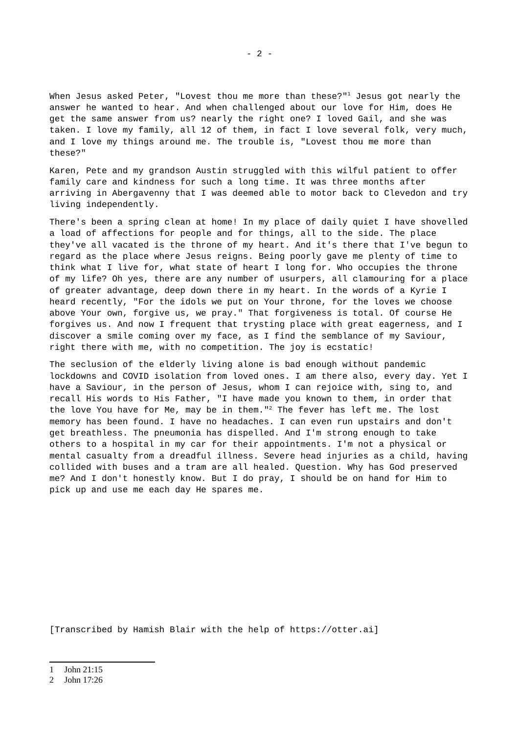When Jesus asked Peter, "Lovest thou me more than these?"[1] Jesus got nearly the answer he wanted to hear. And when challenged about our love for Him, does He get the same answer from us? nearly the right one? I loved Gail, and she was taken. I love my family, all 12 of them, in fact I love several folk, very much, and I love my things around me. The trouble is, "Lovest thou me more than these?"

Karen, Pete and my grandson Austin struggled with this wilful patient to offer family care and kindness for such a long time. It was three months after arriving in Abergavenny that I was deemed able to motor back to Clevedon and try living independently.

There's been a spring clean at home! In my place of daily quiet I have shovelled a load of affections for people and for things, all to the side. The place they've all vacated is the throne of my heart. And it's there that I've begun to regard as the place where Jesus reigns. Being poorly gave me plenty of time to think what I live for, what state of heart I long for. Who occupies the throne of my life? Oh yes, there are any number of usurpers, all clamouring for a place of greater advantage, deep down there in my heart. In the words of a Kyrie I heard recently, "For the idols we put on Your throne, for the loves we choose above Your own, forgive us, we pray." That forgiveness is total. Of course He forgives us. And now I frequent that trysting place with great eagerness, and I discover a smile coming over my face, as I find the semblance of my Saviour, right there with me, with no competition. The joy is ecstatic!

The seclusion of the elderly living alone is bad enough without pandemic lockdowns and COVID isolation from loved ones. I am there also, every day. Yet I have a Saviour, in the person of Jesus, whom I can rejoice with, sing to, and recall His words to His Father, "I have made you known to them, in order that the love You have for Me, may be in them."[2] The fever has left me. The lost memory has been found. I have no headaches. I can even run upstairs and don't get breathless. The pneumonia has dispelled. And I'm strong enough to take others to a hospital in my car for their appointments. I'm not a physical or mental casualty from a dreadful illness. Severe head injuries as a child, having collided with buses and a tram are all healed. Question. Why has God preserved me? And I don't honestly know. But I do pray, I should be on hand for Him to pick up and use me each day He spares me.

[Transcribed by Hamish Blair with the help of https://otter.ai]

---

1 John 21:15

2 John 17:26